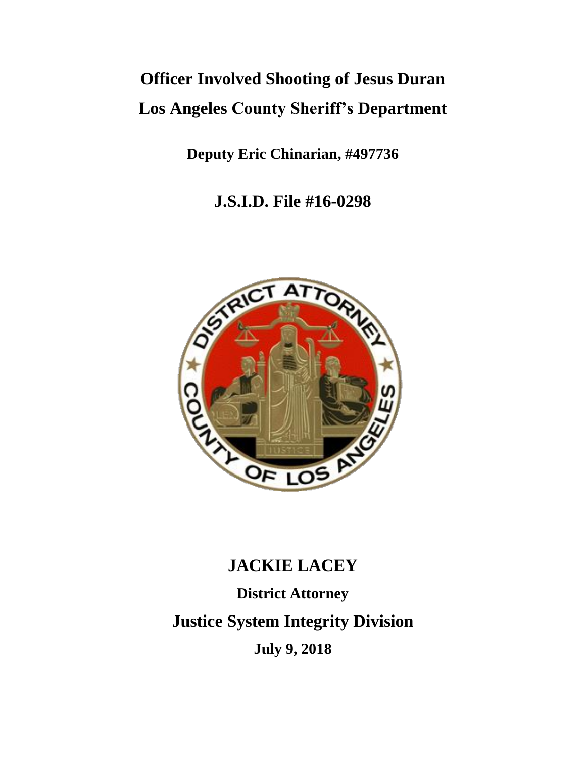# Officer Involved Shooting of Jesus Duran

# Los Angeles County Sheriff's Department

**Deputy Eric Chinarian, #497736**

## J.S.I.D. File #16-0298

## JACKIE LACEY

**District Attorney**

## Justice System Integrity Division

**July 9, 2018**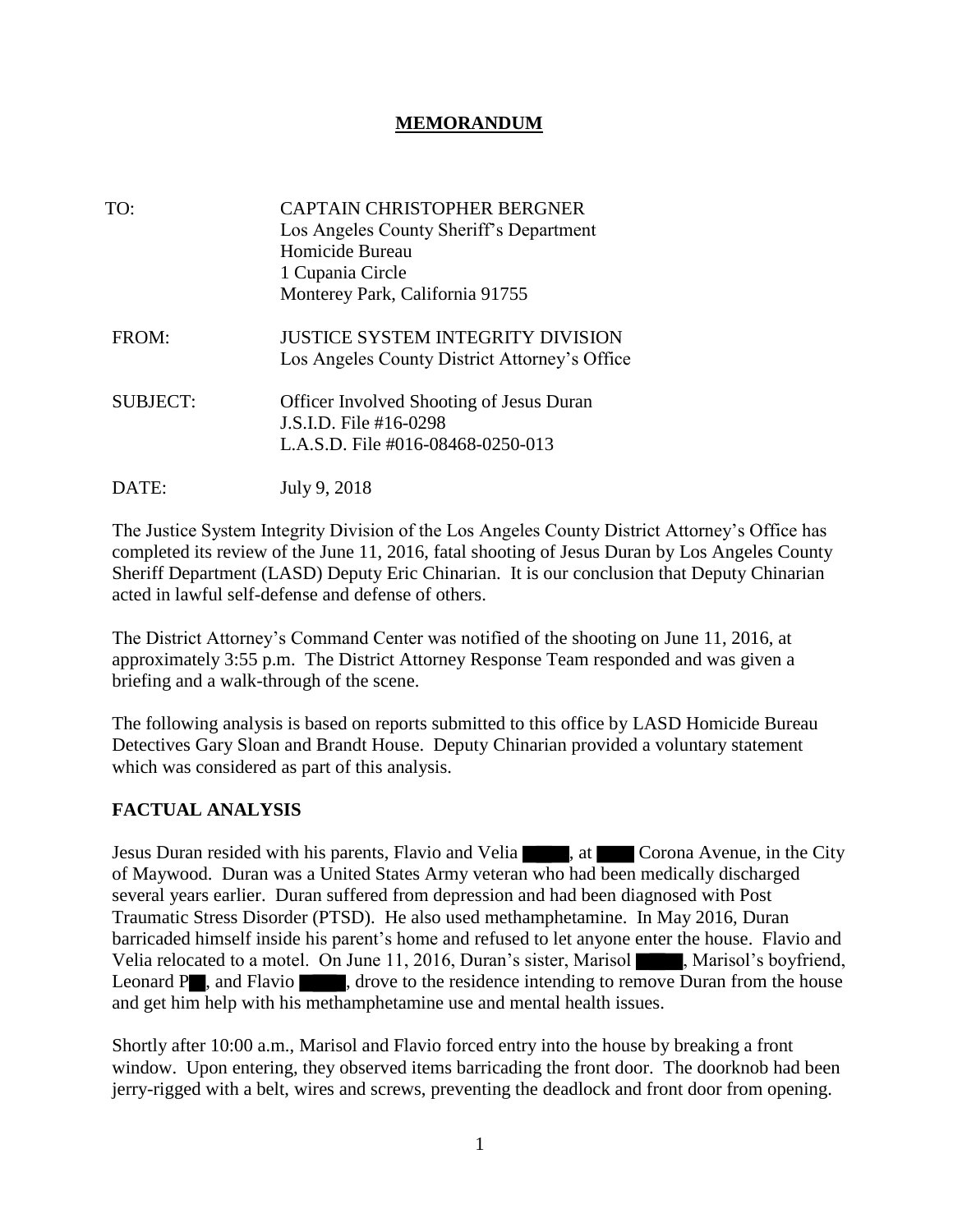# MEMORANDUM

| | |
|---|---|
| TO: | CAPTAIN CHRISTOPHER BERGNER<br>Los Angeles County Sheriff's Department<br>Homicide Bureau<br>1 Cupania Circle<br>Monterey Park, California 91755 |
| FROM: | JUSTICE SYSTEM INTEGRITY DIVISION<br>Los Angeles County District Attorney's Office |
| SUBJECT: | Officer Involved Shooting of Jesus Duran<br>J.S.I.D. File #16-0298<br>L.A.S.D. File #016-08468-0250-013 |
| DATE: | July 9, 2018 |

The Justice System Integrity Division of the Los Angeles County District Attorney's Office has completed its review of the June 11, 2016, fatal shooting of Jesus Duran by Los Angeles County Sheriff Department (LASD) Deputy Eric Chinarian. It is our conclusion that Deputy Chinarian acted in lawful self-defense and defense of others.

The District Attorney's Command Center was notified of the shooting on June 11, 2016, at approximately 3:55 p.m. The District Attorney Response Team responded and was given a briefing and a walk-through of the scene.

The following analysis is based on reports submitted to this office by LASD Homicide Bureau Detectives Gary Sloan and Brandt House. Deputy Chinarian provided a voluntary statement which was considered as part of this analysis.

## FACTUAL ANALYSIS

Jesus Duran resided with his parents, Flavio and Velia ████, at ███ Corona Avenue, in the City of Maywood. Duran was a United States Army veteran who had been medically discharged several years earlier. Duran suffered from depression and had been diagnosed with Post Traumatic Stress Disorder (PTSD). He also used methamphetamine. In May 2016, Duran barricaded himself inside his parent's home and refused to let anyone enter the house. Flavio and Velia relocated to a motel. On June 11, 2016, Duran's sister, Marisol ████, Marisol's boyfriend, Leonard P█, and Flavio ████, drove to the residence intending to remove Duran from the house and get him help with his methamphetamine use and mental health issues.

Shortly after 10:00 a.m., Marisol and Flavio forced entry into the house by breaking a front window. Upon entering, they observed items barricading the front door. The doorknob had been jerry-rigged with a belt, wires and screws, preventing the deadlock and front door from opening.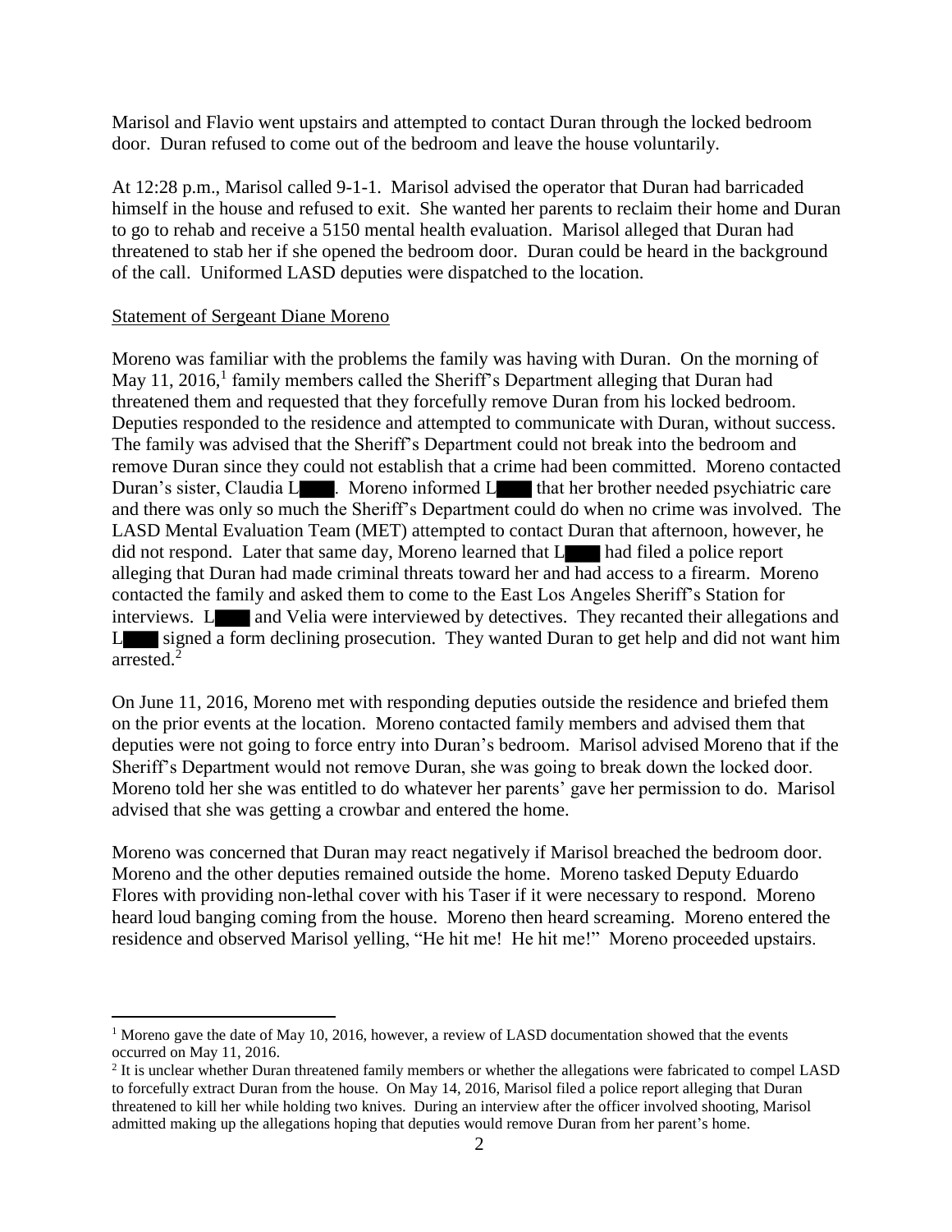Marisol and Flavio went upstairs and attempted to contact Duran through the locked bedroom door. Duran refused to come out of the bedroom and leave the house voluntarily.

At 12:28 p.m., Marisol called 9-1-1. Marisol advised the operator that Duran had barricaded himself in the house and refused to exit. She wanted her parents to reclaim their home and Duran to go to rehab and receive a 5150 mental health evaluation. Marisol alleged that Duran had threatened to stab her if she opened the bedroom door. Duran could be heard in the background of the call. Uniformed LASD deputies were dispatched to the location.

Statement of Sergeant Diane Moreno

Moreno was familiar with the problems the family was having with Duran. On the morning of May 11, 2016,[1] family members called the Sheriff's Department alleging that Duran had threatened them and requested that they forcefully remove Duran from his locked bedroom. Deputies responded to the residence and attempted to communicate with Duran, without success. The family was advised that the Sheriff's Department could not break into the bedroom and remove Duran since they could not establish that a crime had been committed. Moreno contacted Duran's sister, Claudia L█. Moreno informed L█ that her brother needed psychiatric care and there was only so much the Sheriff's Department could do when no crime was involved. The LASD Mental Evaluation Team (MET) attempted to contact Duran that afternoon, however, he did not respond. Later that same day, Moreno learned that L█ had filed a police report alleging that Duran had made criminal threats toward her and had access to a firearm. Moreno contacted the family and asked them to come to the East Los Angeles Sheriff's Station for interviews. L█ and Velia were interviewed by detectives. They recanted their allegations and L█ signed a form declining prosecution. They wanted Duran to get help and did not want him arrested.[2]

On June 11, 2016, Moreno met with responding deputies outside the residence and briefed them on the prior events at the location. Moreno contacted family members and advised them that deputies were not going to force entry into Duran's bedroom. Marisol advised Moreno that if the Sheriff's Department would not remove Duran, she was going to break down the locked door. Moreno told her she was entitled to do whatever her parents' gave her permission to do. Marisol advised that she was getting a crowbar and entered the home.

Moreno was concerned that Duran may react negatively if Marisol breached the bedroom door. Moreno and the other deputies remained outside the home. Moreno tasked Deputy Eduardo Flores with providing non-lethal cover with his Taser if it were necessary to respond. Moreno heard loud banging coming from the house. Moreno then heard screaming. Moreno entered the residence and observed Marisol yelling, "He hit me! He hit me!" Moreno proceeded upstairs.

[1] Moreno gave the date of May 10, 2016, however, a review of LASD documentation showed that the events occurred on May 11, 2016.

[2] It is unclear whether Duran threatened family members or whether the allegations were fabricated to compel LASD to forcefully extract Duran from the house. On May 14, 2016, Marisol filed a police report alleging that Duran threatened to kill her while holding two knives. During an interview after the officer involved shooting, Marisol admitted making up the allegations hoping that deputies would remove Duran from her parent's home.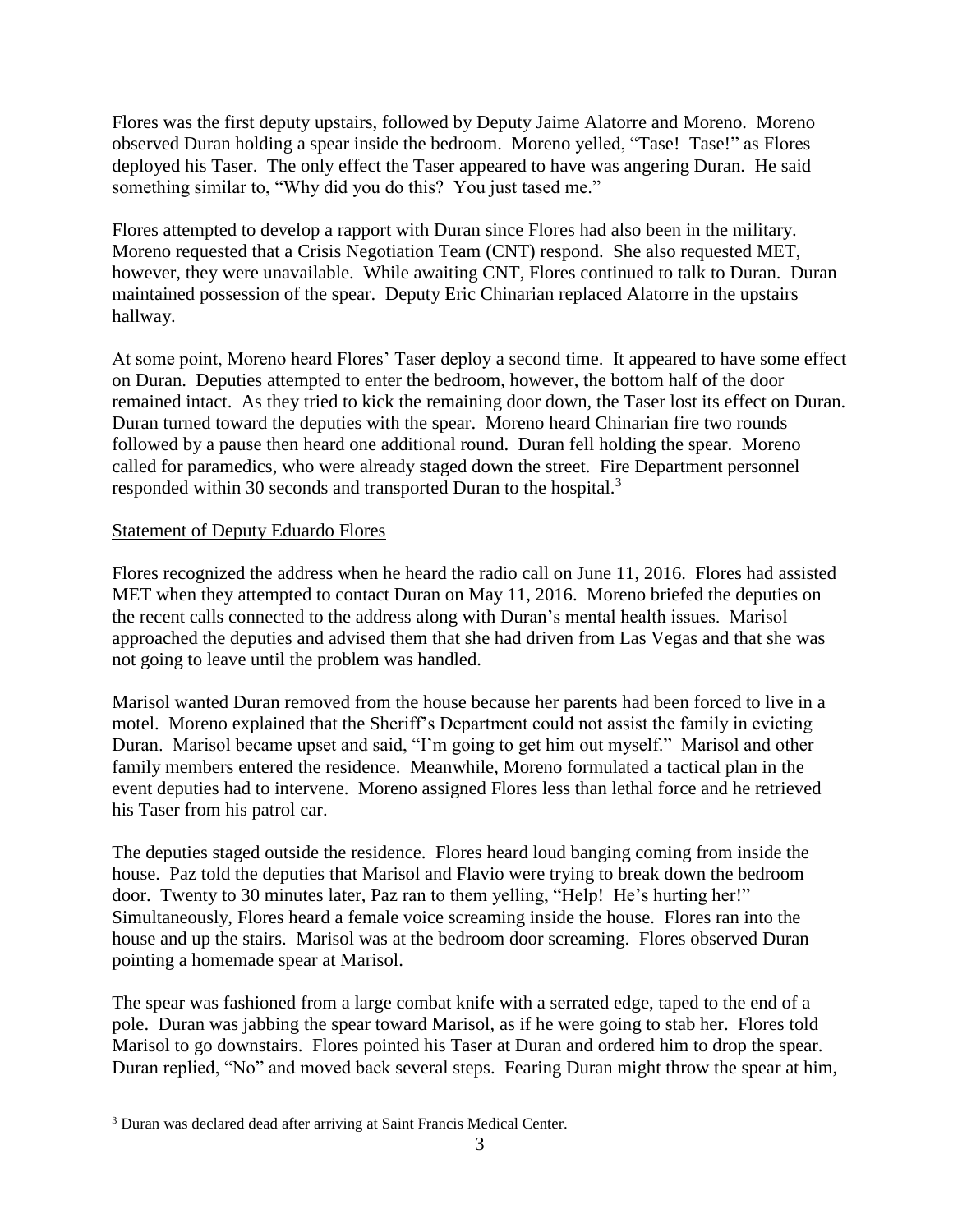Flores was the first deputy upstairs, followed by Deputy Jaime Alatorre and Moreno. Moreno observed Duran holding a spear inside the bedroom. Moreno yelled, "Tase! Tase!" as Flores deployed his Taser. The only effect the Taser appeared to have was angering Duran. He said something similar to, "Why did you do this? You just tased me."

Flores attempted to develop a rapport with Duran since Flores had also been in the military. Moreno requested that a Crisis Negotiation Team (CNT) respond. She also requested MET, however, they were unavailable. While awaiting CNT, Flores continued to talk to Duran. Duran maintained possession of the spear. Deputy Eric Chinarian replaced Alatorre in the upstairs hallway.

At some point, Moreno heard Flores' Taser deploy a second time. It appeared to have some effect on Duran. Deputies attempted to enter the bedroom, however, the bottom half of the door remained intact. As they tried to kick the remaining door down, the Taser lost its effect on Duran. Duran turned toward the deputies with the spear. Moreno heard Chinarian fire two rounds followed by a pause then heard one additional round. Duran fell holding the spear. Moreno called for paramedics, who were already staged down the street. Fire Department personnel responded within 30 seconds and transported Duran to the hospital.[3]

## Statement of Deputy Eduardo Flores

Flores recognized the address when he heard the radio call on June 11, 2016. Flores had assisted MET when they attempted to contact Duran on May 11, 2016. Moreno briefed the deputies on the recent calls connected to the address along with Duran's mental health issues. Marisol approached the deputies and advised them that she had driven from Las Vegas and that she was not going to leave until the problem was handled.

Marisol wanted Duran removed from the house because her parents had been forced to live in a motel. Moreno explained that the Sheriff's Department could not assist the family in evicting Duran. Marisol became upset and said, "I'm going to get him out myself." Marisol and other family members entered the residence. Meanwhile, Moreno formulated a tactical plan in the event deputies had to intervene. Moreno assigned Flores less than lethal force and he retrieved his Taser from his patrol car.

The deputies staged outside the residence. Flores heard loud banging coming from inside the house. Paz told the deputies that Marisol and Flavio were trying to break down the bedroom door. Twenty to 30 minutes later, Paz ran to them yelling, "Help! He's hurting her!" Simultaneously, Flores heard a female voice screaming inside the house. Flores ran into the house and up the stairs. Marisol was at the bedroom door screaming. Flores observed Duran pointing a homemade spear at Marisol.

The spear was fashioned from a large combat knife with a serrated edge, taped to the end of a pole. Duran was jabbing the spear toward Marisol, as if he were going to stab her. Flores told Marisol to go downstairs. Flores pointed his Taser at Duran and ordered him to drop the spear. Duran replied, "No" and moved back several steps. Fearing Duran might throw the spear at him,

[3] Duran was declared dead after arriving at Saint Francis Medical Center.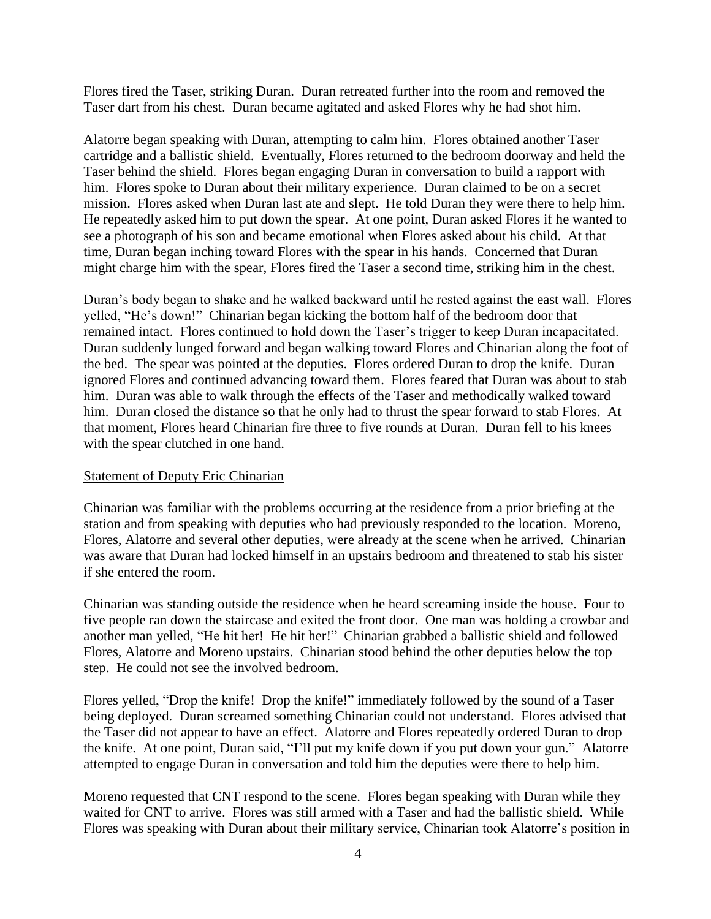Flores fired the Taser, striking Duran. Duran retreated further into the room and removed the Taser dart from his chest. Duran became agitated and asked Flores why he had shot him.

Alatorre began speaking with Duran, attempting to calm him. Flores obtained another Taser cartridge and a ballistic shield. Eventually, Flores returned to the bedroom doorway and held the Taser behind the shield. Flores began engaging Duran in conversation to build a rapport with him. Flores spoke to Duran about their military experience. Duran claimed to be on a secret mission. Flores asked when Duran last ate and slept. He told Duran they were there to help him. He repeatedly asked him to put down the spear. At one point, Duran asked Flores if he wanted to see a photograph of his son and became emotional when Flores asked about his child. At that time, Duran began inching toward Flores with the spear in his hands. Concerned that Duran might charge him with the spear, Flores fired the Taser a second time, striking him in the chest.

Duran's body began to shake and he walked backward until he rested against the east wall. Flores yelled, "He's down!" Chinarian began kicking the bottom half of the bedroom door that remained intact. Flores continued to hold down the Taser's trigger to keep Duran incapacitated. Duran suddenly lunged forward and began walking toward Flores and Chinarian along the foot of the bed. The spear was pointed at the deputies. Flores ordered Duran to drop the knife. Duran ignored Flores and continued advancing toward them. Flores feared that Duran was about to stab him. Duran was able to walk through the effects of the Taser and methodically walked toward him. Duran closed the distance so that he only had to thrust the spear forward to stab Flores. At that moment, Flores heard Chinarian fire three to five rounds at Duran. Duran fell to his knees with the spear clutched in one hand.

<u>Statement of Deputy Eric Chinarian</u>

Chinarian was familiar with the problems occurring at the residence from a prior briefing at the station and from speaking with deputies who had previously responded to the location. Moreno, Flores, Alatorre and several other deputies, were already at the scene when he arrived. Chinarian was aware that Duran had locked himself in an upstairs bedroom and threatened to stab his sister if she entered the room.

Chinarian was standing outside the residence when he heard screaming inside the house. Four to five people ran down the staircase and exited the front door. One man was holding a crowbar and another man yelled, "He hit her! He hit her!" Chinarian grabbed a ballistic shield and followed Flores, Alatorre and Moreno upstairs. Chinarian stood behind the other deputies below the top step. He could not see the involved bedroom.

Flores yelled, "Drop the knife! Drop the knife!" immediately followed by the sound of a Taser being deployed. Duran screamed something Chinarian could not understand. Flores advised that the Taser did not appear to have an effect. Alatorre and Flores repeatedly ordered Duran to drop the knife. At one point, Duran said, "I'll put my knife down if you put down your gun." Alatorre attempted to engage Duran in conversation and told him the deputies were there to help him.

Moreno requested that CNT respond to the scene. Flores began speaking with Duran while they waited for CNT to arrive. Flores was still armed with a Taser and had the ballistic shield. While Flores was speaking with Duran about their military service, Chinarian took Alatorre's position in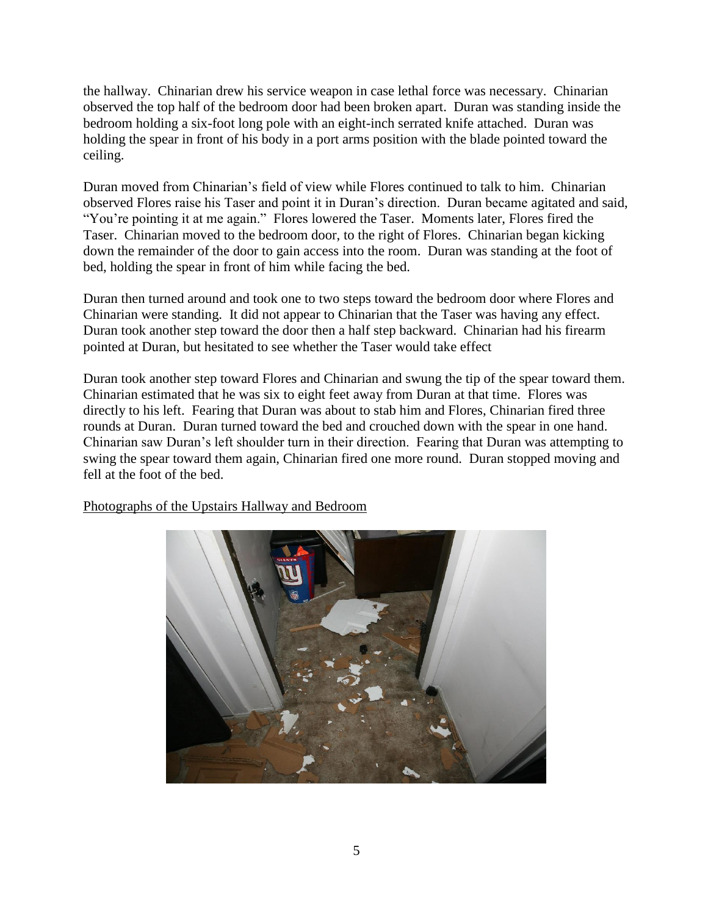the hallway. Chinarian drew his service weapon in case lethal force was necessary. Chinarian observed the top half of the bedroom door had been broken apart. Duran was standing inside the bedroom holding a six-foot long pole with an eight-inch serrated knife attached. Duran was holding the spear in front of his body in a port arms position with the blade pointed toward the ceiling.

Duran moved from Chinarian's field of view while Flores continued to talk to him. Chinarian observed Flores raise his Taser and point it in Duran's direction. Duran became agitated and said, "You're pointing it at me again." Flores lowered the Taser. Moments later, Flores fired the Taser. Chinarian moved to the bedroom door, to the right of Flores. Chinarian began kicking down the remainder of the door to gain access into the room. Duran was standing at the foot of bed, holding the spear in front of him while facing the bed.

Duran then turned around and took one to two steps toward the bedroom door where Flores and Chinarian were standing. It did not appear to Chinarian that the Taser was having any effect. Duran took another step toward the door then a half step backward. Chinarian had his firearm pointed at Duran, but hesitated to see whether the Taser would take effect

Duran took another step toward Flores and Chinarian and swung the tip of the spear toward them. Chinarian estimated that he was six to eight feet away from Duran at that time. Flores was directly to his left. Fearing that Duran was about to stab him and Flores, Chinarian fired three rounds at Duran. Duran turned toward the bed and crouched down with the spear in one hand. Chinarian saw Duran's left shoulder turn in their direction. Fearing that Duran was attempting to swing the spear toward them again, Chinarian fired one more round. Duran stopped moving and fell at the foot of the bed.

<u>Photographs of the Upstairs Hallway and Bedroom</u>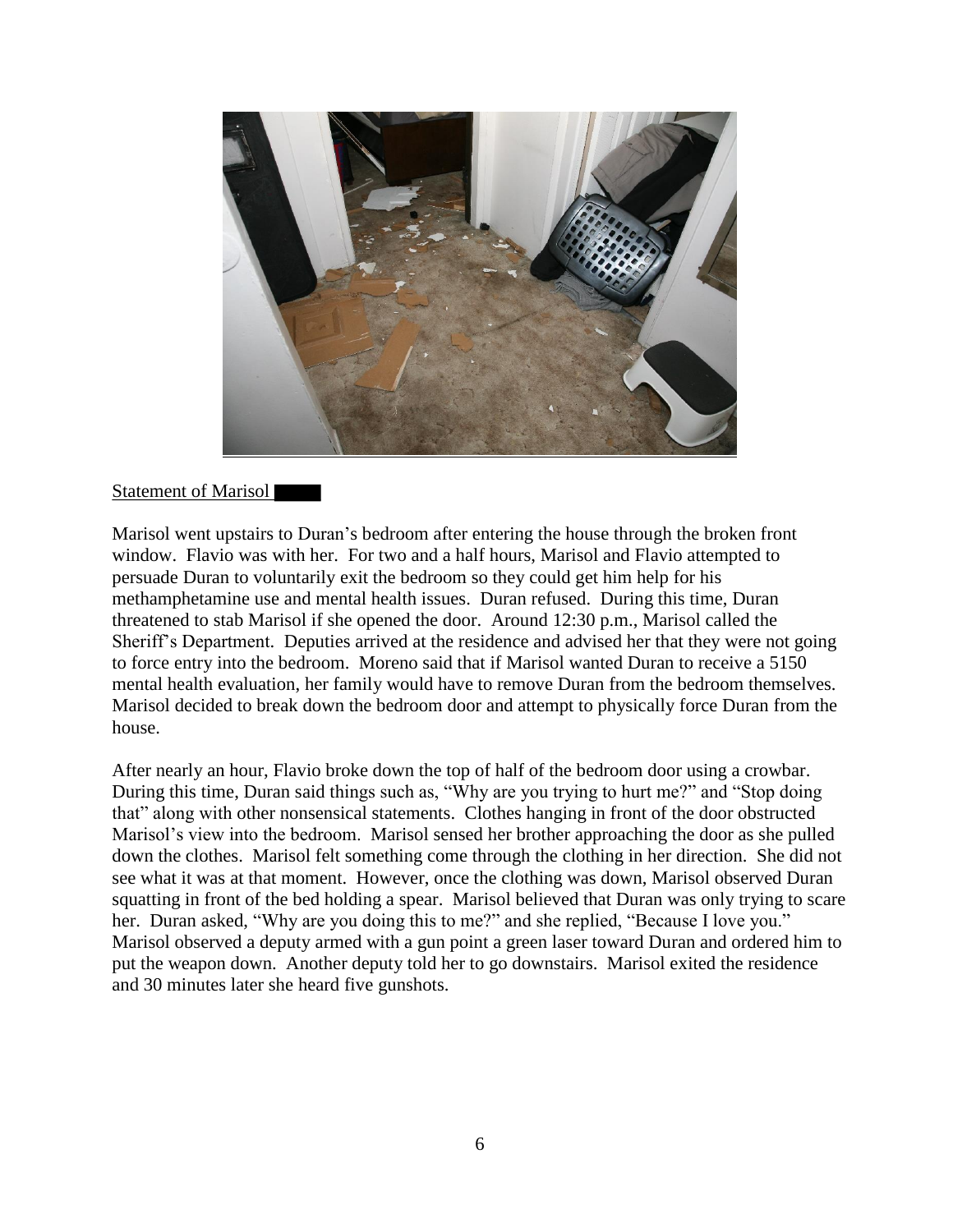Statement of Marisol

Marisol went upstairs to Duran's bedroom after entering the house through the broken front window. Flavio was with her. For two and a half hours, Marisol and Flavio attempted to persuade Duran to voluntarily exit the bedroom so they could get him help for his methamphetamine use and mental health issues. Duran refused. During this time, Duran threatened to stab Marisol if she opened the door. Around 12:30 p.m., Marisol called the Sheriff's Department. Deputies arrived at the residence and advised her that they were not going to force entry into the bedroom. Moreno said that if Marisol wanted Duran to receive a 5150 mental health evaluation, her family would have to remove Duran from the bedroom themselves. Marisol decided to break down the bedroom door and attempt to physically force Duran from the house.

After nearly an hour, Flavio broke down the top of half of the bedroom door using a crowbar. During this time, Duran said things such as, "Why are you trying to hurt me?" and "Stop doing that" along with other nonsensical statements. Clothes hanging in front of the door obstructed Marisol's view into the bedroom. Marisol sensed her brother approaching the door as she pulled down the clothes. Marisol felt something come through the clothing in her direction. She did not see what it was at that moment. However, once the clothing was down, Marisol observed Duran squatting in front of the bed holding a spear. Marisol believed that Duran was only trying to scare her. Duran asked, "Why are you doing this to me?" and she replied, "Because I love you." Marisol observed a deputy armed with a gun point a green laser toward Duran and ordered him to put the weapon down. Another deputy told her to go downstairs. Marisol exited the residence and 30 minutes later she heard five gunshots.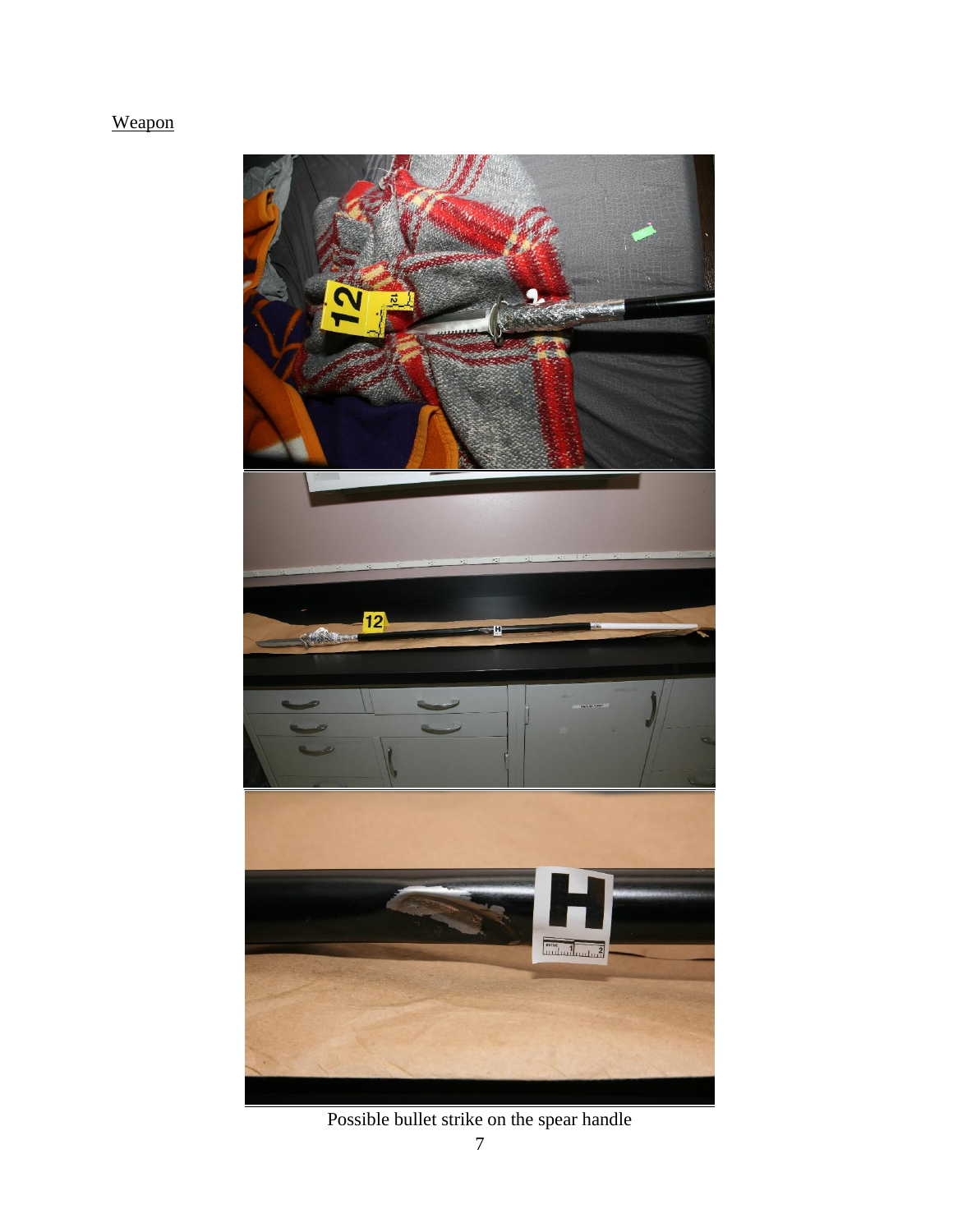Weapon

Possible bullet strike on the spear handle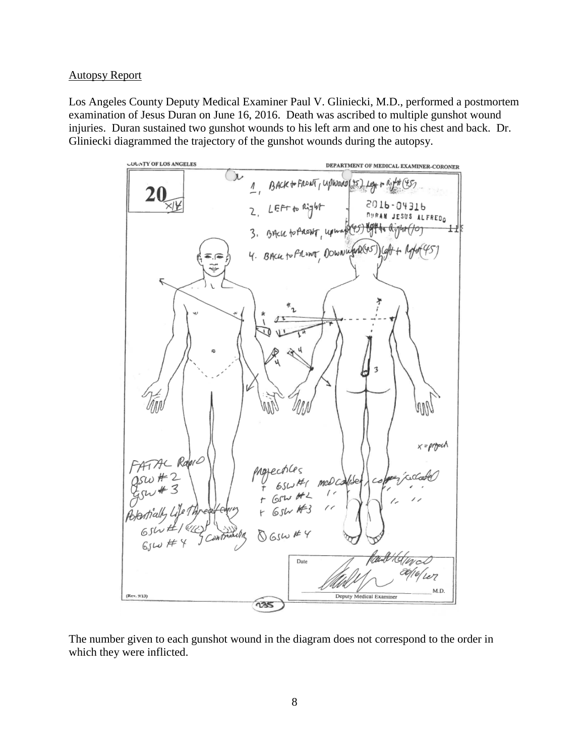Autopsy Report

Los Angeles County Deputy Medical Examiner Paul V. Gliniecki, M.D., performed a postmortem examination of Jesus Duran on June 16, 2016. Death was ascribed to multiple gunshot wound injuries. Duran sustained two gunshot wounds to his left arm and one to his chest and back. Dr. Gliniecki diagrammed the trajectory of the gunshot wounds during the autopsy.

COUNTY OF LOS ANGELES

DEPARTMENT OF MEDICAL EXAMINER-CORONER

20

2016-04316
DURAN JESUS ALFREDO

1. BACK to FRONT, Upward (45) Left to Right (45)
2. LEFT to Right
3. BACK to FRONT, upward (45) Right to Right (10)
4. BACK to FRONT, DOWNWARD (45) Left + Right (45)

x = project

FATAL Rapid
GSW #2
GSW #3
Potentially Life Threatening
GSW #1
GSW #4 } Contributing

Projectiles
+ GSW #1 med caliber, copper jacketed
+ GSW #2 " "
+ GSW #3 " "
0 GSW #4

Date 06/16/2016

M.D.
Deputy Medical Examiner

(Rev. 9/13)

235

The number given to each gunshot wound in the diagram does not correspond to the order in which they were inflicted.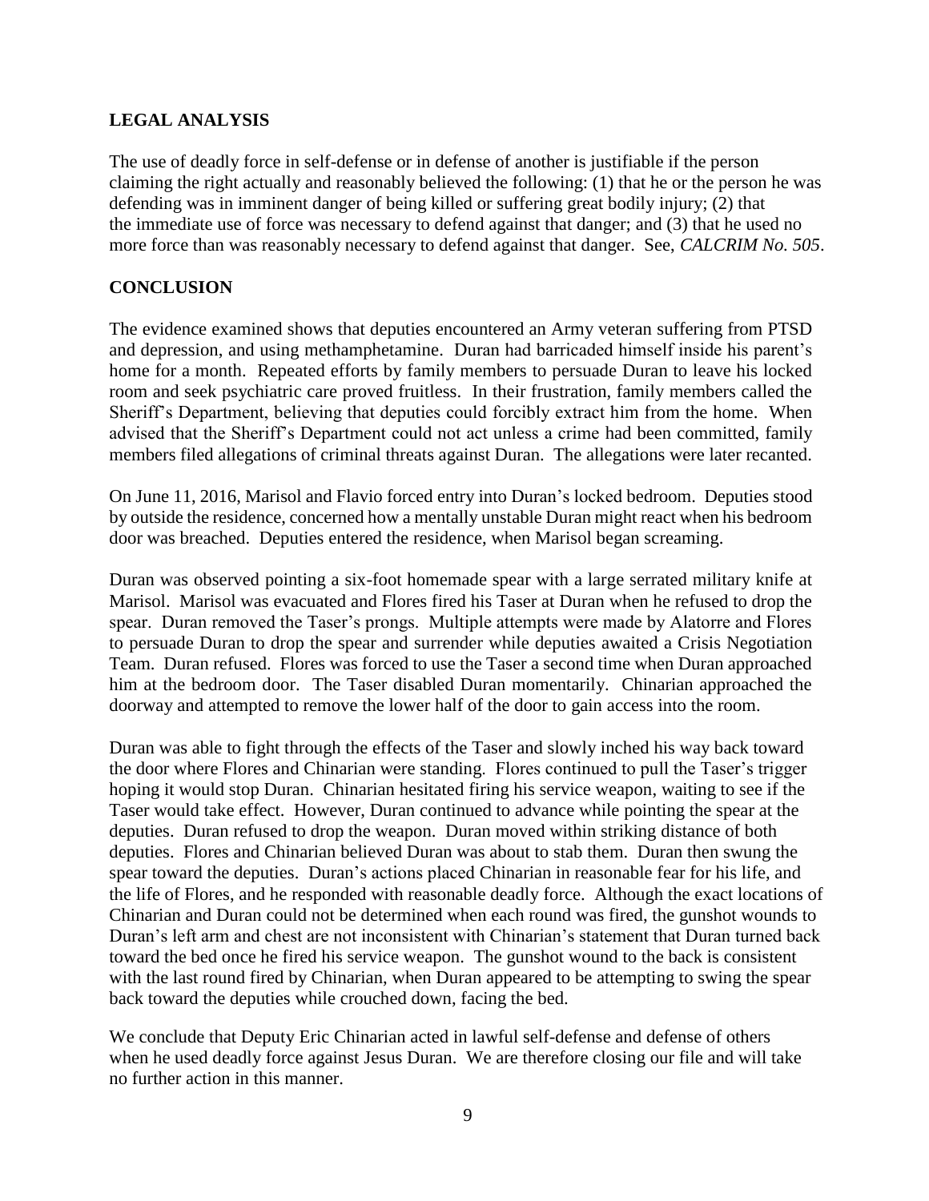## LEGAL ANALYSIS

The use of deadly force in self-defense or in defense of another is justifiable if the person claiming the right actually and reasonably believed the following: (1) that he or the person he was defending was in imminent danger of being killed or suffering great bodily injury; (2) that the immediate use of force was necessary to defend against that danger; and (3) that he used no more force than was reasonably necessary to defend against that danger. See, *CALCRIM No. 505*.

## CONCLUSION

The evidence examined shows that deputies encountered an Army veteran suffering from PTSD and depression, and using methamphetamine. Duran had barricaded himself inside his parent's home for a month. Repeated efforts by family members to persuade Duran to leave his locked room and seek psychiatric care proved fruitless. In their frustration, family members called the Sheriff's Department, believing that deputies could forcibly extract him from the home. When advised that the Sheriff's Department could not act unless a crime had been committed, family members filed allegations of criminal threats against Duran. The allegations were later recanted.

On June 11, 2016, Marisol and Flavio forced entry into Duran's locked bedroom. Deputies stood by outside the residence, concerned how a mentally unstable Duran might react when his bedroom door was breached. Deputies entered the residence, when Marisol began screaming.

Duran was observed pointing a six-foot homemade spear with a large serrated military knife at Marisol. Marisol was evacuated and Flores fired his Taser at Duran when he refused to drop the spear. Duran removed the Taser's prongs. Multiple attempts were made by Alatorre and Flores to persuade Duran to drop the spear and surrender while deputies awaited a Crisis Negotiation Team. Duran refused. Flores was forced to use the Taser a second time when Duran approached him at the bedroom door. The Taser disabled Duran momentarily. Chinarian approached the doorway and attempted to remove the lower half of the door to gain access into the room.

Duran was able to fight through the effects of the Taser and slowly inched his way back toward the door where Flores and Chinarian were standing. Flores continued to pull the Taser's trigger hoping it would stop Duran. Chinarian hesitated firing his service weapon, waiting to see if the Taser would take effect. However, Duran continued to advance while pointing the spear at the deputies. Duran refused to drop the weapon. Duran moved within striking distance of both deputies. Flores and Chinarian believed Duran was about to stab them. Duran then swung the spear toward the deputies. Duran's actions placed Chinarian in reasonable fear for his life, and the life of Flores, and he responded with reasonable deadly force. Although the exact locations of Chinarian and Duran could not be determined when each round was fired, the gunshot wounds to Duran's left arm and chest are not inconsistent with Chinarian's statement that Duran turned back toward the bed once he fired his service weapon. The gunshot wound to the back is consistent with the last round fired by Chinarian, when Duran appeared to be attempting to swing the spear back toward the deputies while crouched down, facing the bed.

We conclude that Deputy Eric Chinarian acted in lawful self-defense and defense of others when he used deadly force against Jesus Duran. We are therefore closing our file and will take no further action in this manner.